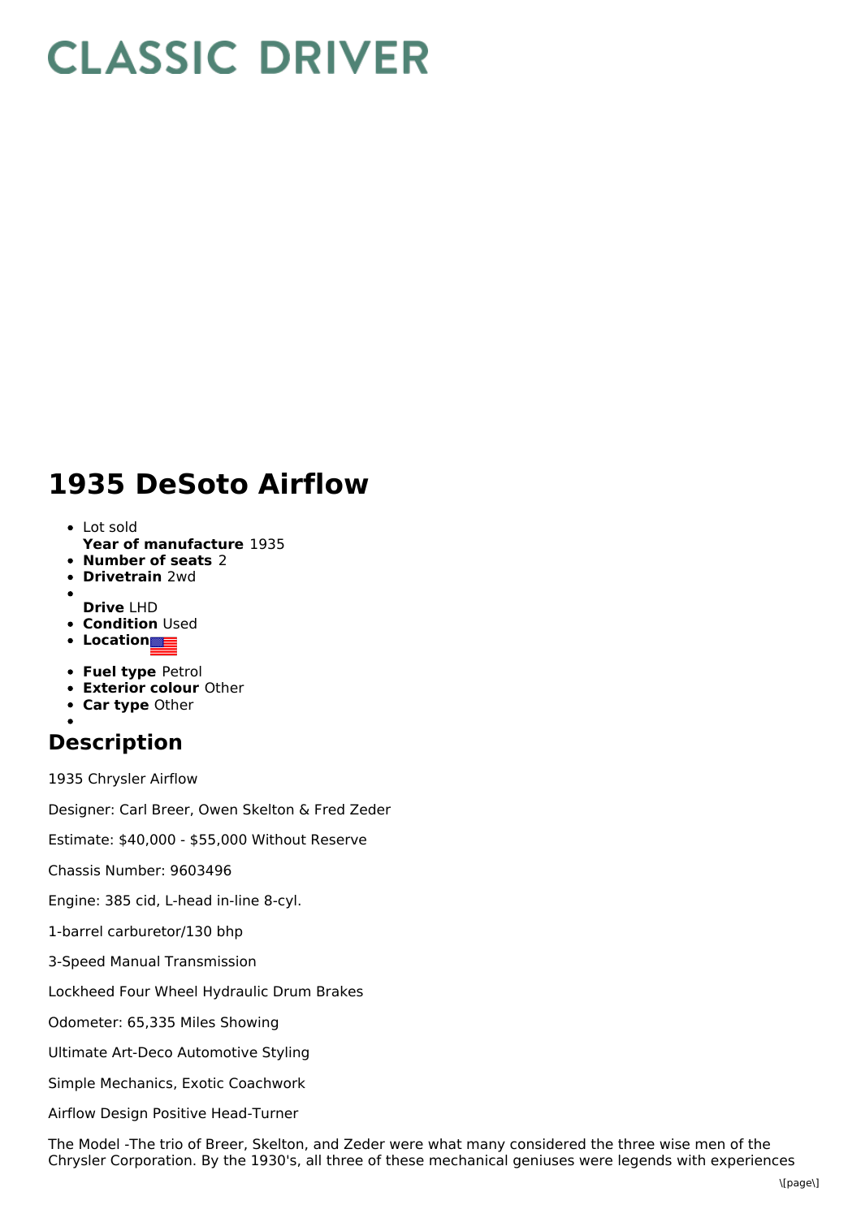# CLASSIC DRIVER

# 1935 DeSoto Airflow

- Lot sold
  **Year of manufacture** 1935
- **Number of seats** 2
- **Drivetrain** 2wd
- **Drive** LHD
- **Condition** Used
- **Location**
- **Fuel type** Petrol
- **Exterior colour** Other
- **Car type** Other

## Description

1935 Chrysler Airflow

Designer: Carl Breer, Owen Skelton & Fred Zeder

Estimate: $40,000 - $55,000 Without Reserve

Chassis Number: 9603496

Engine: 385 cid, L-head in-line 8-cyl.

1-barrel carburetor/130 bhp

3-Speed Manual Transmission

Lockheed Four Wheel Hydraulic Drum Brakes

Odometer: 65,335 Miles Showing

Ultimate Art-Deco Automotive Styling

Simple Mechanics, Exotic Coachwork

Airflow Design Positive Head-Turner

The Model -The trio of Breer, Skelton, and Zeder were what many considered the three wise men of the Chrysler Corporation. By the 1930's, all three of these mechanical geniuses were legends with experiences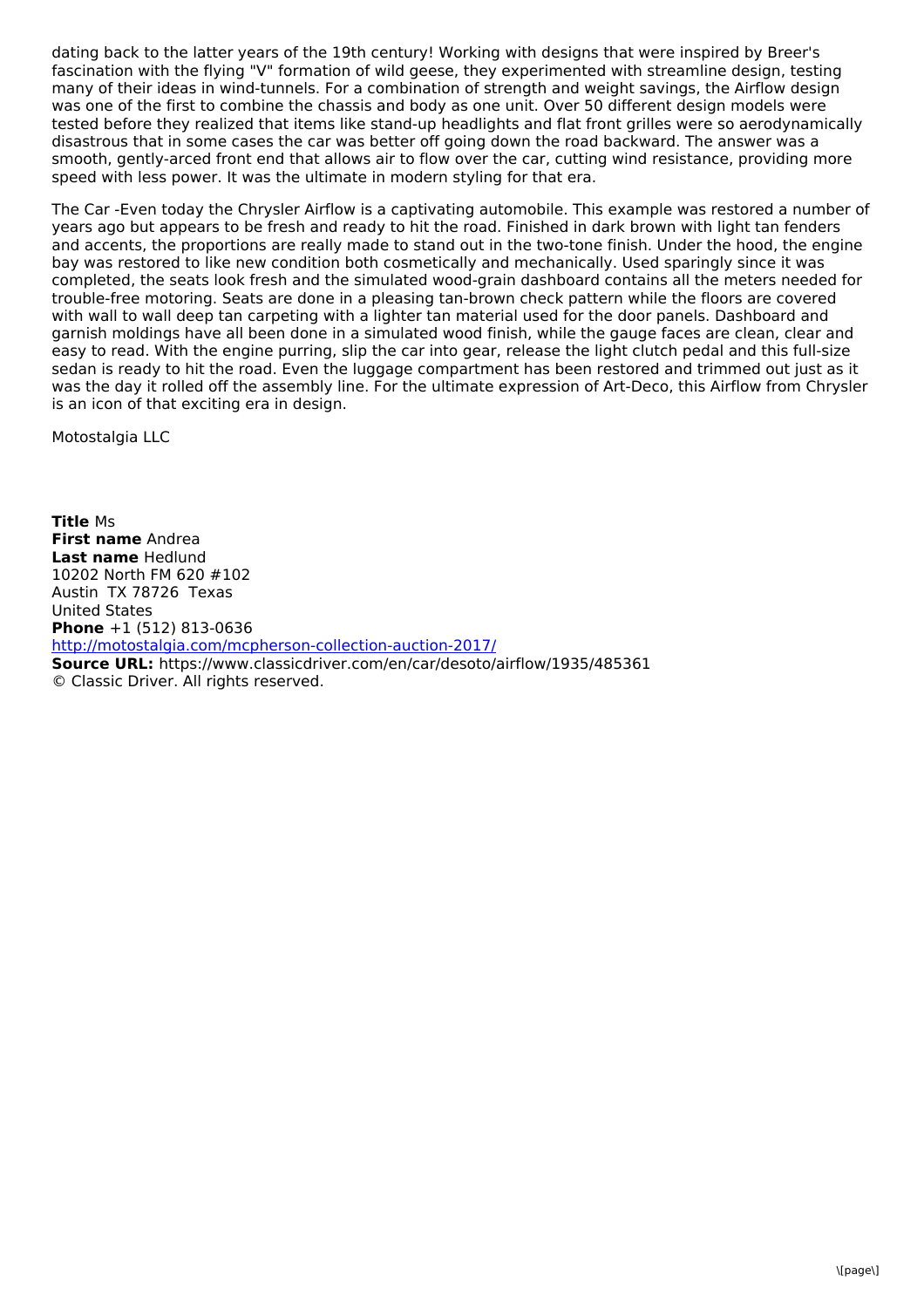dating back to the latter years of the 19th century! Working with designs that were inspired by Breer's fascination with the flying "V" formation of wild geese, they experimented with streamline design, testing many of their ideas in wind-tunnels. For a combination of strength and weight savings, the Airflow design was one of the first to combine the chassis and body as one unit. Over 50 different design models were tested before they realized that items like stand-up headlights and flat front grilles were so aerodynamically disastrous that in some cases the car was better off going down the road backward. The answer was a smooth, gently-arced front end that allows air to flow over the car, cutting wind resistance, providing more speed with less power. It was the ultimate in modern styling for that era.

The Car -Even today the Chrysler Airflow is a captivating automobile. This example was restored a number of years ago but appears to be fresh and ready to hit the road. Finished in dark brown with light tan fenders and accents, the proportions are really made to stand out in the two-tone finish. Under the hood, the engine bay was restored to like new condition both cosmetically and mechanically. Used sparingly since it was completed, the seats look fresh and the simulated wood-grain dashboard contains all the meters needed for trouble-free motoring. Seats are done in a pleasing tan-brown check pattern while the floors are covered with wall to wall deep tan carpeting with a lighter tan material used for the door panels. Dashboard and garnish moldings have all been done in a simulated wood finish, while the gauge faces are clean, clear and easy to read. With the engine purring, slip the car into gear, release the light clutch pedal and this full-size sedan is ready to hit the road. Even the luggage compartment has been restored and trimmed out just as it was the day it rolled off the assembly line. For the ultimate expression of Art-Deco, this Airflow from Chrysler is an icon of that exciting era in design.

Motostalgia LLC

**Title** Ms
**First name** Andrea
**Last name** Hedlund
10202 North FM 620 #102
Austin TX 78726 Texas
United States
**Phone** +1 (512) 813-0636
http://motostalgia.com/mcpherson-collection-auction-2017/
**Source URL:** https://www.classicdriver.com/en/car/desoto/airflow/1935/485361
© Classic Driver. All rights reserved.